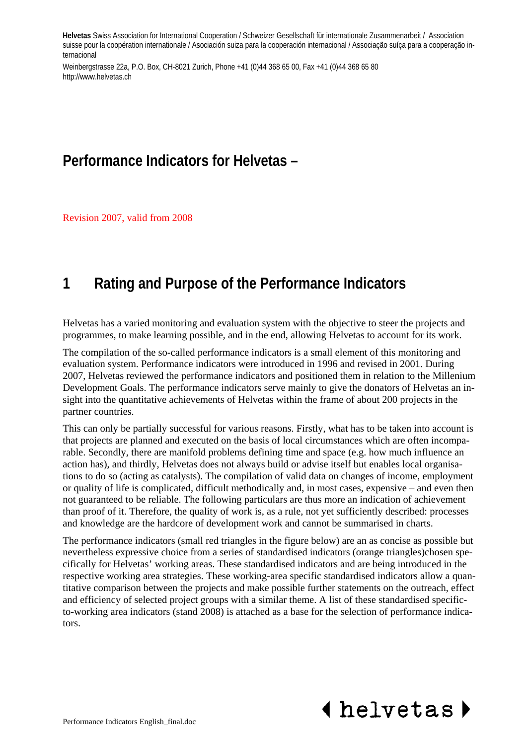**Helvetas** Swiss Association for International Cooperation / Schweizer Gesellschaft für internationale Zusammenarbeit / Association suisse pour la coopération internationale / Asociación suiza para la cooperación internacional / Associação suíça para a cooperação internacional

Weinbergstrasse 22a, P.O. Box, CH-8021 Zurich, Phone +41 (0)44 368 65 00, Fax +41 (0)44 368 65 80
http://www.helvetas.ch

# Performance Indicators for Helvetas –

Revision 2007, valid from 2008

## 1 Rating and Purpose of the Performance Indicators

Helvetas has a varied monitoring and evaluation system with the objective to steer the projects and programmes, to make learning possible, and in the end, allowing Helvetas to account for its work.

The compilation of the so-called performance indicators is a small element of this monitoring and evaluation system. Performance indicators were introduced in 1996 and revised in 2001. During 2007, Helvetas reviewed the performance indicators and positioned them in relation to the Millenium Development Goals. The performance indicators serve mainly to give the donators of Helvetas an insight into the quantitative achievements of Helvetas within the frame of about 200 projects in the partner countries.

This can only be partially successful for various reasons. Firstly, what has to be taken into account is that projects are planned and executed on the basis of local circumstances which are often incomparable. Secondly, there are manifold problems defining time and space (e.g. how much influence an action has), and thirdly, Helvetas does not always build or advise itself but enables local organisations to do so (acting as catalysts). The compilation of valid data on changes of income, employment or quality of life is complicated, difficult methodically and, in most cases, expensive – and even then not guaranteed to be reliable. The following particulars are thus more an indication of achievement than proof of it. Therefore, the quality of work is, as a rule, not yet sufficiently described: processes and knowledge are the hardcore of development work and cannot be summarised in charts.

The performance indicators (small red triangles in the figure below) are an as concise as possible but nevertheless expressive choice from a series of standardised indicators (orange triangles)chosen specifically for Helvetas' working areas. These standardised indicators and are being introduced in the respective working area strategies. These working-area specific standardised indicators allow a quantitative comparison between the projects and make possible further statements on the outreach, effect and efficiency of selected project groups with a similar theme. A list of these standardised specific-to-working area indicators (stand 2008) is attached as a base for the selection of performance indicators.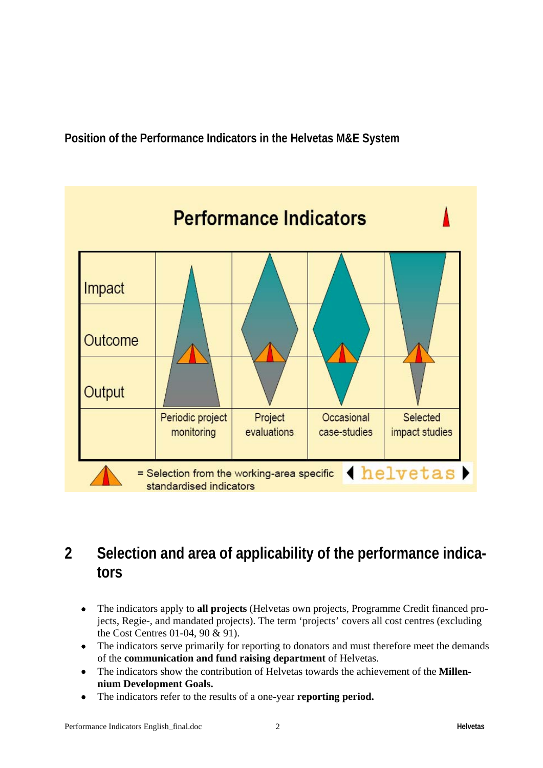**Position of the Performance Indicators in the Helvetas M&E System**

Performance Indicators

| | | | | |
|---|---|---|---|---|
| Impact | | | | |
| Outcome | | | | |
| Output | | | | |
| | Periodic project monitoring | Project evaluations | Occasional case-studies | Selected impact studies |

= Selection from the working-area specific standardised indicators

helvetas

## 2 Selection and area of applicability of the performance indicators

- The indicators apply to **all projects** (Helvetas own projects, Programme Credit financed projects, Regie-, and mandated projects). The term 'projects' covers all cost centres (excluding the Cost Centres 01-04, 90 & 91).
- The indicators serve primarily for reporting to donators and must therefore meet the demands of the **communication and fund raising department** of Helvetas.
- The indicators show the contribution of Helvetas towards the achievement of the **Millennium Development Goals.**
- The indicators refer to the results of a one-year **reporting period.**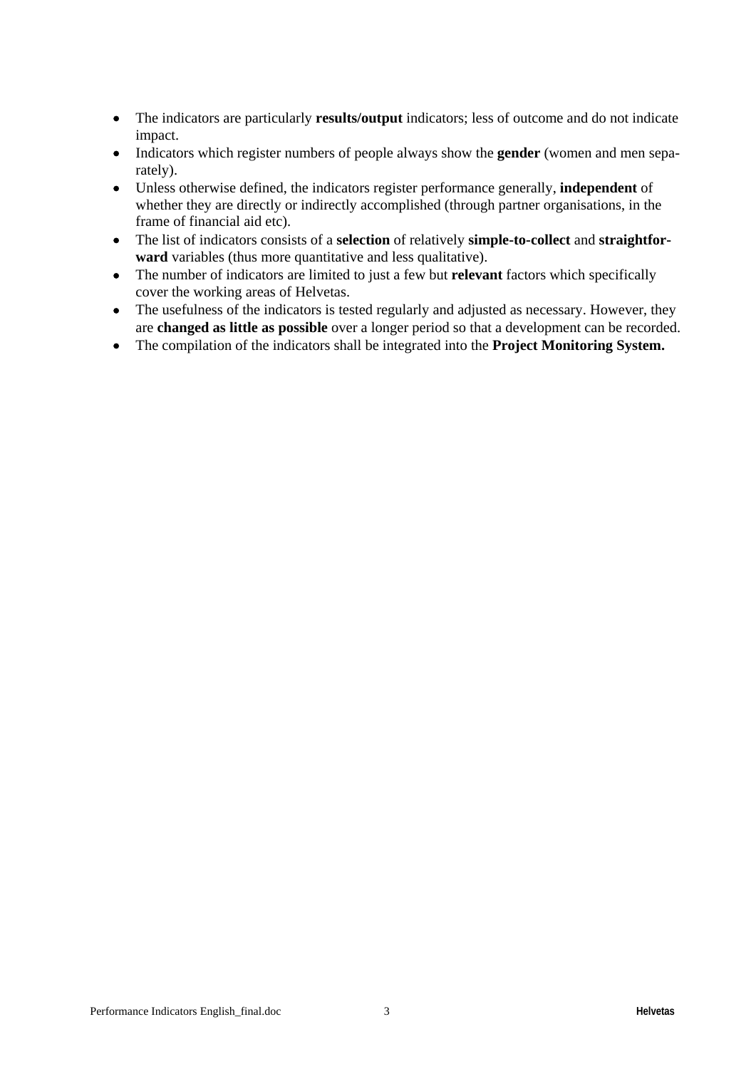- The indicators are particularly **results/output** indicators; less of outcome and do not indicate impact.
- Indicators which register numbers of people always show the **gender** (women and men separately).
- Unless otherwise defined, the indicators register performance generally, **independent** of whether they are directly or indirectly accomplished (through partner organisations, in the frame of financial aid etc).
- The list of indicators consists of a **selection** of relatively **simple-to-collect** and **straightforward** variables (thus more quantitative and less qualitative).
- The number of indicators are limited to just a few but **relevant** factors which specifically cover the working areas of Helvetas.
- The usefulness of the indicators is tested regularly and adjusted as necessary. However, they are **changed as little as possible** over a longer period so that a development can be recorded.
- The compilation of the indicators shall be integrated into the **Project Monitoring System.**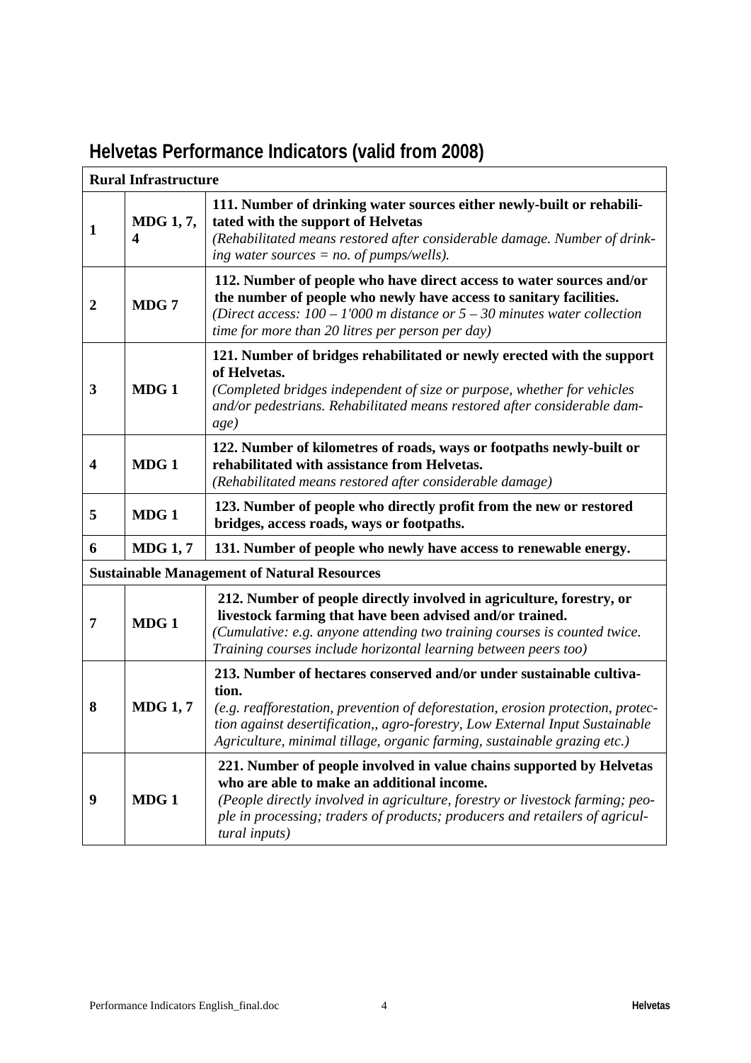## Helvetas Performance Indicators (valid from 2008)

| | | |
|---|---|---|
| **Rural Infrastructure** | | |
| **1** | **MDG 1, 7, 4** | **111. Number of drinking water sources either newly-built or rehabilitated with the support of Helvetas** *(Rehabilitated means restored after considerable damage. Number of drinking water sources = no. of pumps/wells).* |
| **2** | **MDG 7** | **112. Number of people who have direct access to water sources and/or the number of people who newly have access to sanitary facilities.** *(Direct access: 100 – 1'000 m distance or 5 – 30 minutes water collection time for more than 20 litres per person per day)* |
| **3** | **MDG 1** | **121. Number of bridges rehabilitated or newly erected with the support of Helvetas.** *(Completed bridges independent of size or purpose, whether for vehicles and/or pedestrians. Rehabilitated means restored after considerable damage)* |
| **4** | **MDG 1** | **122. Number of kilometres of roads, ways or footpaths newly-built or rehabilitated with assistance from Helvetas.** *(Rehabilitated means restored after considerable damage)* |
| **5** | **MDG 1** | **123. Number of people who directly profit from the new or restored bridges, access roads, ways or footpaths.** |
| **6** | **MDG 1, 7** | **131. Number of people who newly have access to renewable energy.** |
| **Sustainable Management of Natural Resources** | | |
| **7** | **MDG 1** | **212. Number of people directly involved in agriculture, forestry, or livestock farming that have been advised and/or trained.** *(Cumulative: e.g. anyone attending two training courses is counted twice. Training courses include horizontal learning between peers too)* |
| **8** | **MDG 1, 7** | **213. Number of hectares conserved and/or under sustainable cultivation.** *(e.g. reafforestation, prevention of deforestation, erosion protection, protection against desertification,, agro-forestry, Low External Input Sustainable Agriculture, minimal tillage, organic farming, sustainable grazing etc.)* |
| **9** | **MDG 1** | **221. Number of people involved in value chains supported by Helvetas who are able to make an additional income.** *(People directly involved in agriculture, forestry or livestock farming; people in processing; traders of products; producers and retailers of agricultural inputs)* |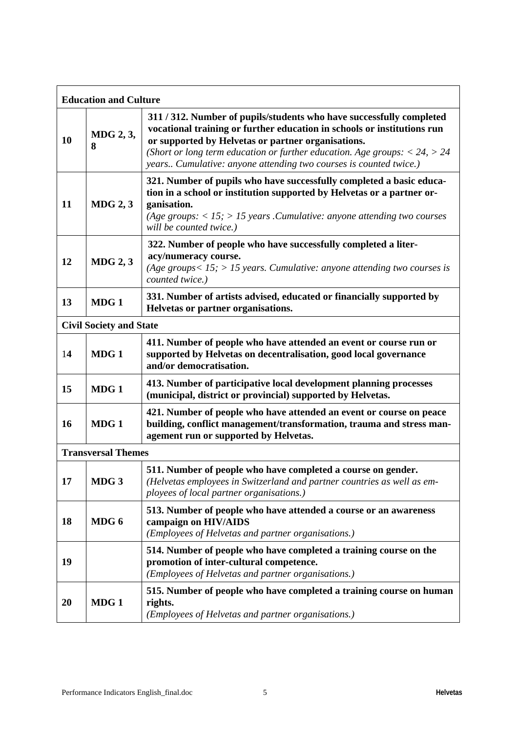| | | |
|---|---|---|
| **Education and Culture** | | |
| **10** | **MDG 2, 3, 8** | **311 / 312. Number of pupils/students who have successfully completed vocational training or further education in schools or institutions run or supported by Helvetas or partner organisations.** *(Short or long term education or further education. Age groups: < 24, > 24 years.. Cumulative: anyone attending two courses is counted twice.)* |
| **11** | **MDG 2, 3** | **321. Number of pupils who have successfully completed a basic education in a school or institution supported by Helvetas or a partner organisation.** *(Age groups: < 15; > 15 years .Cumulative: anyone attending two courses will be counted twice.)* |
| **12** | **MDG 2, 3** | **322. Number of people who have successfully completed a literacy/numeracy course.** *(Age groups< 15; > 15 years. Cumulative: anyone attending two courses is counted twice.)* |
| **13** | **MDG 1** | **331. Number of artists advised, educated or financially supported by Helvetas or partner organisations.** |
| **Civil Society and State** | | |
| 1**4** | **MDG 1** | **411. Number of people who have attended an event or course run or supported by Helvetas on decentralisation, good local governance and/or democratisation.** |
| **15** | **MDG 1** | **413. Number of participative local development planning processes (municipal, district or provincial) supported by Helvetas.** |
| **16** | **MDG 1** | **421. Number of people who have attended an event or course on peace building, conflict management/transformation, trauma and stress management run or supported by Helvetas.** |
| **Transversal Themes** | | |
| **17** | **MDG 3** | **511. Number of people who have completed a course on gender.** *(Helvetas employees in Switzerland and partner countries as well as employees of local partner organisations.)* |
| **18** | **MDG 6** | **513. Number of people who have attended a course or an awareness campaign on HIV/AIDS** *(Employees of Helvetas and partner organisations.)* |
| **19** | | **514. Number of people who have completed a training course on the promotion of inter-cultural competence.** *(Employees of Helvetas and partner organisations.)* |
| **20** | **MDG 1** | **515. Number of people who have completed a training course on human rights.** *(Employees of Helvetas and partner organisations.)* |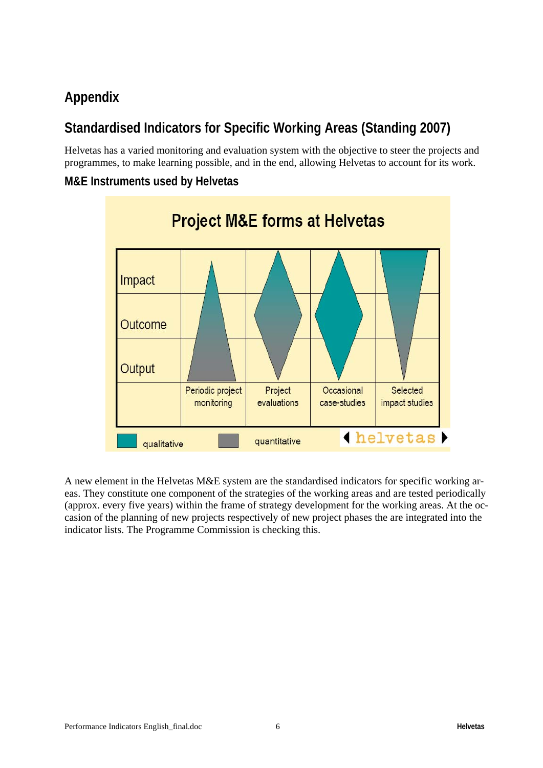# Appendix

## Standardised Indicators for Specific Working Areas (Standing 2007)

Helvetas has a varied monitoring and evaluation system with the objective to steer the projects and programmes, to make learning possible, and in the end, allowing Helvetas to account for its work.

### M&E Instruments used by Helvetas

**Project M&E forms at Helvetas**

| | Periodic project monitoring | Project evaluations | Occasional case-studies | Selected impact studies |
|---|---|---|---|---|
| Impact | | | | |
| Outcome | | | | |
| Output | | | | |

qualitative    quantitative    helvetas

A new element in the Helvetas M&E system are the standardised indicators for specific working areas. They constitute one component of the strategies of the working areas and are tested periodically (approx. every five years) within the frame of strategy development for the working areas. At the occasion of the planning of new projects respectively of new project phases the are integrated into the indicator lists. The Programme Commission is checking this.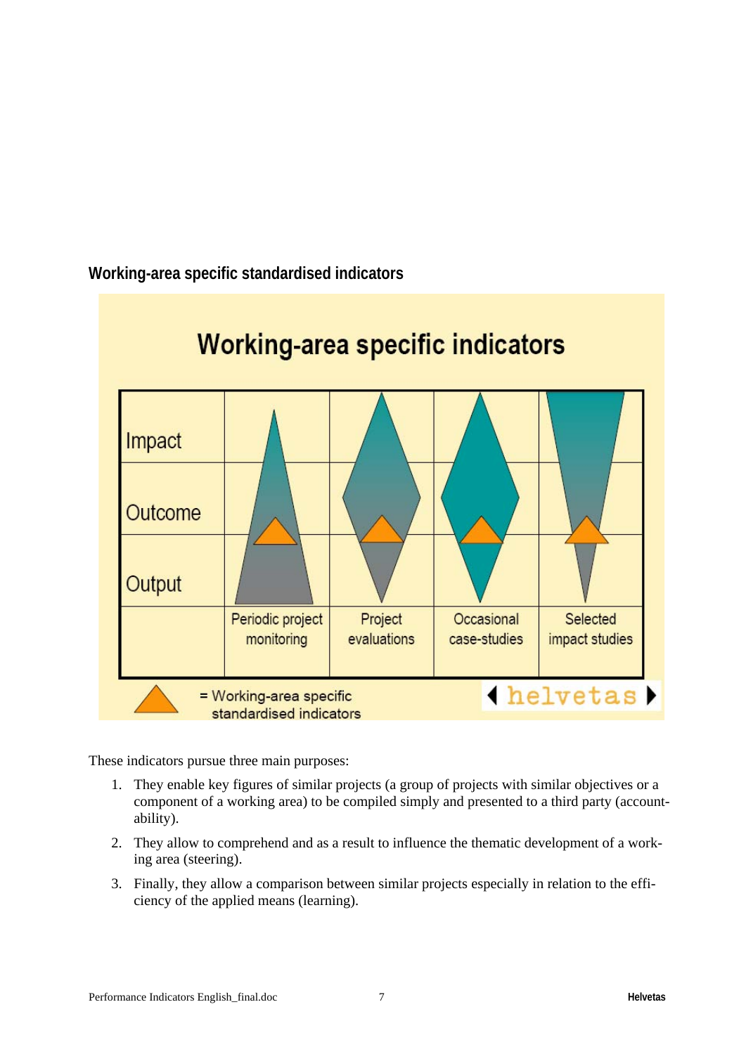## Working-area specific standardised indicators

These indicators pursue three main purposes:

1. They enable key figures of similar projects (a group of projects with similar objectives or a component of a working area) to be compiled simply and presented to a third party (accountability).
2. They allow to comprehend and as a result to influence the thematic development of a working area (steering).
3. Finally, they allow a comparison between similar projects especially in relation to the efficiency of the applied means (learning).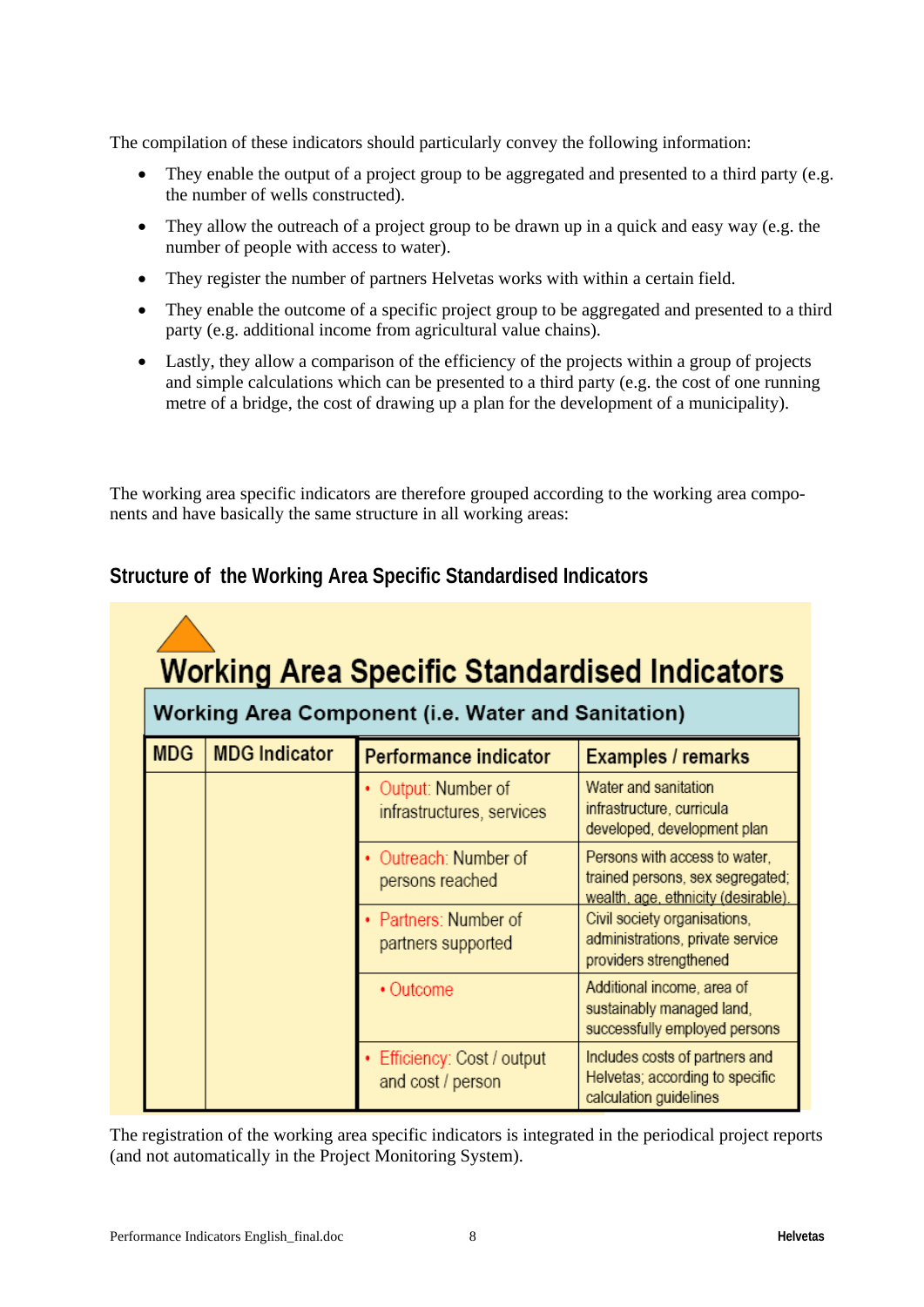The compilation of these indicators should particularly convey the following information:

- They enable the output of a project group to be aggregated and presented to a third party (e.g. the number of wells constructed).
- They allow the outreach of a project group to be drawn up in a quick and easy way (e.g. the number of people with access to water).
- They register the number of partners Helvetas works with within a certain field.
- They enable the outcome of a specific project group to be aggregated and presented to a third party (e.g. additional income from agricultural value chains).
- Lastly, they allow a comparison of the efficiency of the projects within a group of projects and simple calculations which can be presented to a third party (e.g. the cost of one running metre of a bridge, the cost of drawing up a plan for the development of a municipality).

The working area specific indicators are therefore grouped according to the working area components and have basically the same structure in all working areas:

## Structure of the Working Area Specific Standardised Indicators

**Working Area Specific Standardised Indicators**

**Working Area Component (i.e. Water and Sanitation)**

| MDG | MDG Indicator | Performance indicator | Examples / remarks |
|---|---|---|---|
| | | • Output: Number of infrastructures, services | Water and sanitation infrastructure, curricula developed, development plan |
| | | • Outreach: Number of persons reached | Persons with access to water, trained persons, sex segregated; wealth, age, ethnicity (desirable) |
| | | • Partners: Number of partners supported | Civil society organisations, administrations, private service providers strengthened |
| | | • Outcome | Additional income, area of sustainably managed land, successfully employed persons |
| | | • Efficiency: Cost / output and cost / person | Includes costs of partners and Helvetas; according to specific calculation guidelines |

The registration of the working area specific indicators is integrated in the periodical project reports (and not automatically in the Project Monitoring System).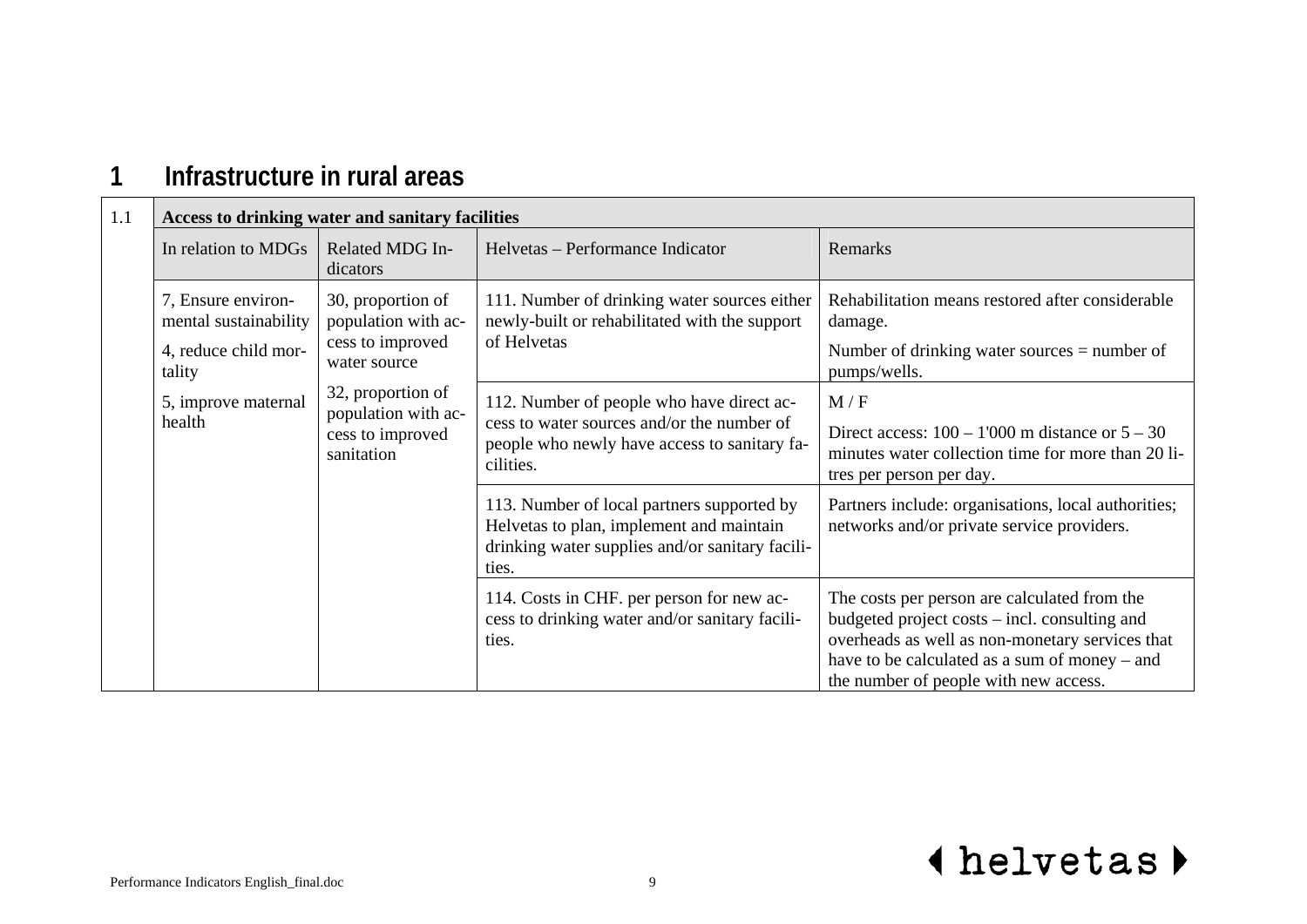# 1 Infrastructure in rural areas

| 1.1 | Access to drinking water and sanitary facilities | | | |
|---|---|---|---|---|
| | In relation to MDGs | Related MDG Indicators | Helvetas – Performance Indicator | Remarks |
| | 7, Ensure environmental sustainability<br><br>4, reduce child mortality<br><br>5, improve maternal health | 30, proportion of population with access to improved water source<br><br>32, proportion of population with access to improved sanitation | 111. Number of drinking water sources either newly-built or rehabilitated with the support of Helvetas | Rehabilitation means restored after considerable damage.<br><br>Number of drinking water sources = number of pumps/wells. |
| | | | 112. Number of people who have direct access to water sources and/or the number of people who newly have access to sanitary facilities. | M / F<br><br>Direct access: 100 – 1'000 m distance or 5 – 30 minutes water collection time for more than 20 litres per person per day. |
| | | | 113. Number of local partners supported by Helvetas to plan, implement and maintain drinking water supplies and/or sanitary facilities. | Partners include: organisations, local authorities; networks and/or private service providers. |
| | | | 114. Costs in CHF. per person for new access to drinking water and/or sanitary facilities. | The costs per person are calculated from the budgeted project costs – incl. consulting and overheads as well as non-monetary services that have to be calculated as a sum of money – and the number of people with new access. |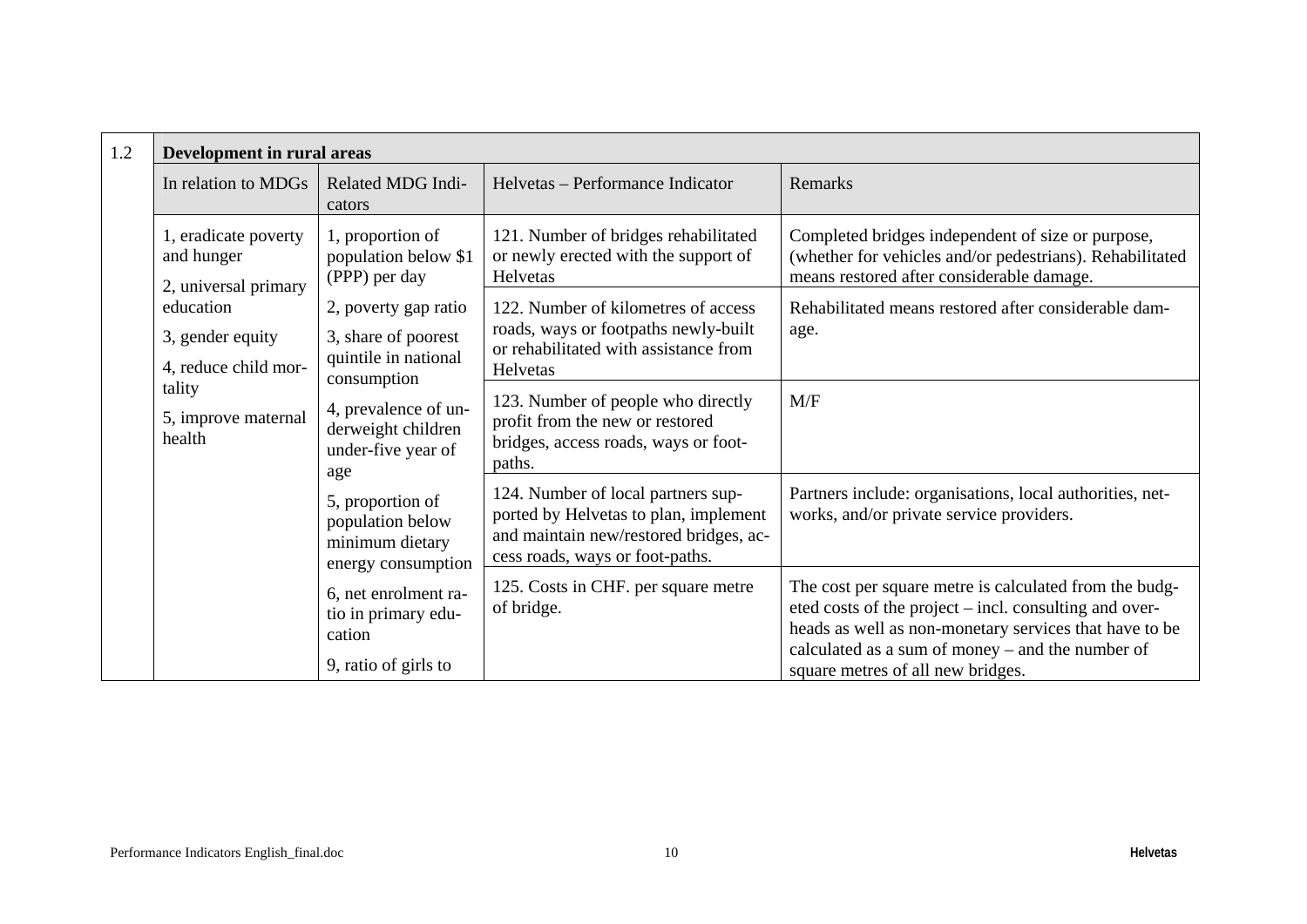| 1.2 | **Development in rural areas** | | | |
|---|---|---|---|---|
| | In relation to MDGs | Related MDG Indicators | Helvetas – Performance Indicator | Remarks |
| | 1, eradicate poverty and hunger<br>2, universal primary education<br>3, gender equity<br>4, reduce child mortality<br>5, improve maternal health | 1, proportion of population below $1 (PPP) per day<br>2, poverty gap ratio<br>3, share of poorest quintile in national consumption<br>4, prevalence of underweight children under-five year of age<br>5, proportion of population below minimum dietary energy consumption<br>6, net enrolment ratio in primary education<br>9, ratio of girls to | 121. Number of bridges rehabilitated or newly erected with the support of Helvetas | Completed bridges independent of size or purpose, (whether for vehicles and/or pedestrians). Rehabilitated means restored after considerable damage. |
| | | | 122. Number of kilometres of access roads, ways or footpaths newly-built or rehabilitated with assistance from Helvetas | Rehabilitated means restored after considerable damage. |
| | | | 123. Number of people who directly profit from the new or restored bridges, access roads, ways or foot-paths. | M/F |
| | | | 124. Number of local partners supported by Helvetas to plan, implement and maintain new/restored bridges, access roads, ways or foot-paths. | Partners include: organisations, local authorities, networks, and/or private service providers. |
| | | | 125. Costs in CHF. per square metre of bridge. | The cost per square metre is calculated from the budgeted costs of the project – incl. consulting and overheads as well as non-monetary services that have to be calculated as a sum of money – and the number of square metres of all new bridges. |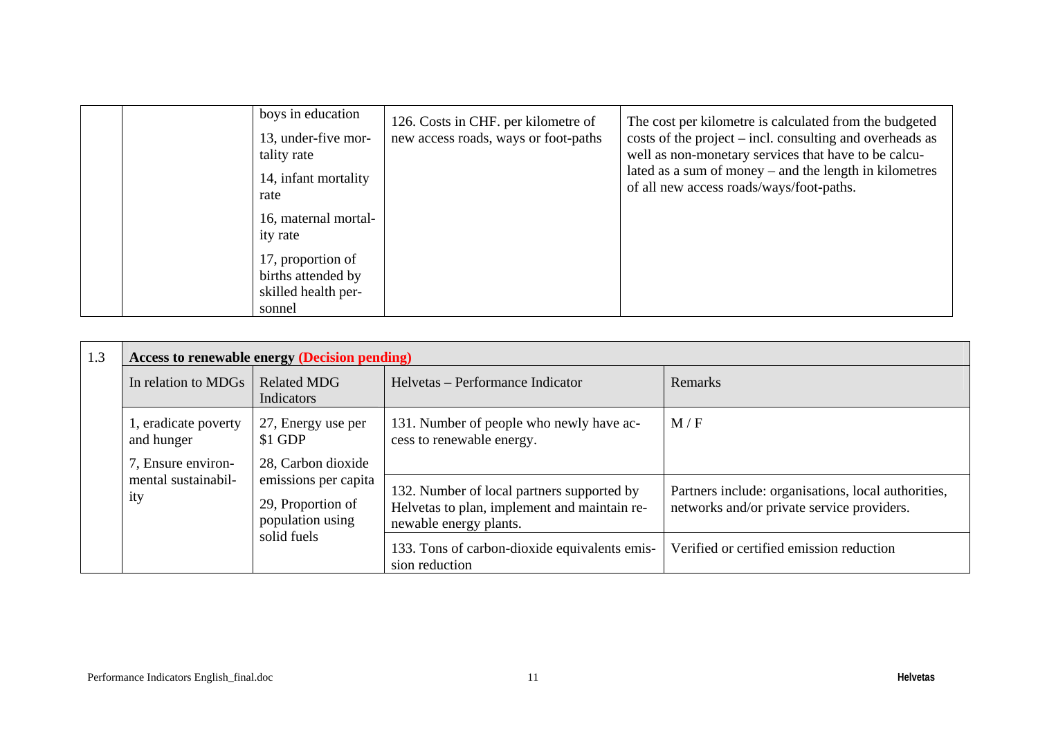| | | | | |
|---|---|---|---|---|
| | | boys in education<br>13, under-five mortality rate<br>14, infant mortality rate<br>16, maternal mortality rate<br>17, proportion of births attended by skilled health personnel | 126. Costs in CHF. per kilometre of new access roads, ways or foot-paths | The cost per kilometre is calculated from the budgeted costs of the project – incl. consulting and overheads as well as non-monetary services that have to be calculated as a sum of money – and the length in kilometres of all new access roads/ways/foot-paths. |

| 1.3 | **Access to renewable energy (Decision pending)** | | | |
|---|---|---|---|---|
| | In relation to MDGs | Related MDG Indicators | Helvetas – Performance Indicator | Remarks |
| | 1, eradicate poverty and hunger<br>7, Ensure environmental sustainability | 27, Energy use per $1 GDP<br>28, Carbon dioxide emissions per capita<br>29, Proportion of population using solid fuels | 131. Number of people who newly have access to renewable energy. | M / F |
| | | | 132. Number of local partners supported by Helvetas to plan, implement and maintain renewable energy plants. | Partners include: organisations, local authorities, networks and/or private service providers. |
| | | | 133. Tons of carbon-dioxide equivalents emission reduction | Verified or certified emission reduction |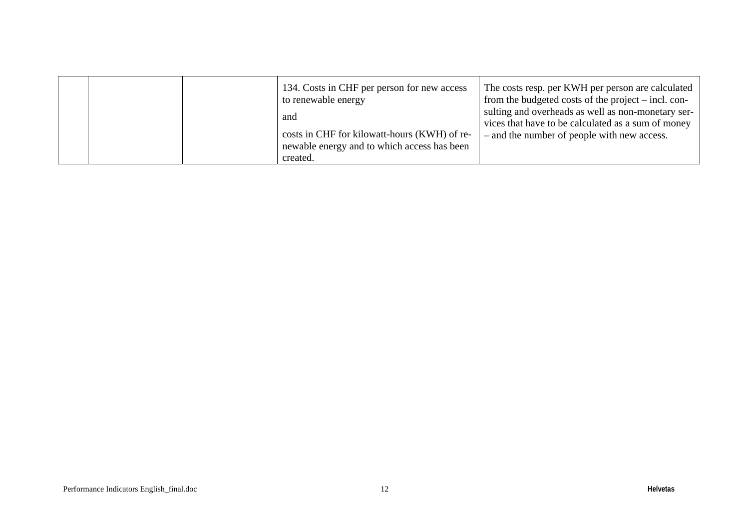|  |  |  | 134. Costs in CHF per person for new access to renewable energy<br><br>and<br><br>costs in CHF for kilowatt-hours (KWH) of renewable energy and to which access has been created. | The costs resp. per KWH per person are calculated from the budgeted costs of the project – incl. consulting and overheads as well as non-monetary services that have to be calculated as a sum of money – and the number of people with new access. |
|---|---|---|---|---|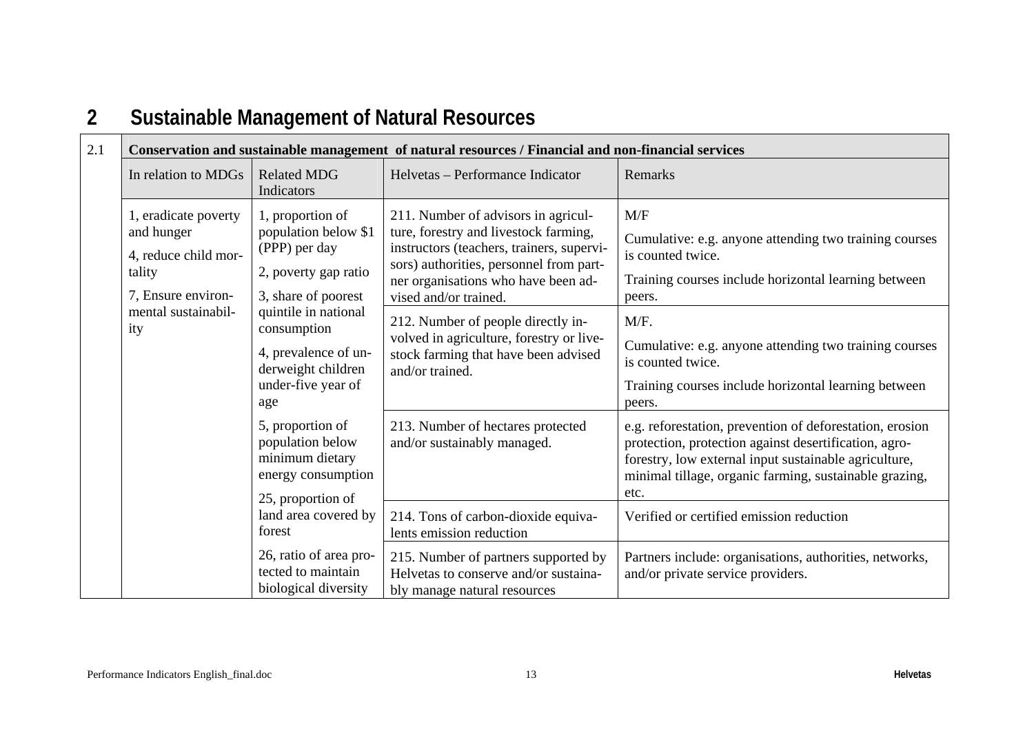## 2 Sustainable Management of Natural Resources

| 2.1 | Conservation and sustainable management of natural resources / Financial and non-financial services | | | |
|---|---|---|---|---|
| | In relation to MDGs | Related MDG Indicators | Helvetas – Performance Indicator | Remarks |
| | 1, eradicate poverty and hunger<br>4, reduce child mortality<br>7, Ensure environmental sustainability | 1, proportion of population below $1 (PPP) per day<br>2, poverty gap ratio<br>3, share of poorest quintile in national consumption<br>4, prevalence of underweight children under-five year of age<br>5, proportion of population below minimum dietary energy consumption<br>25, proportion of land area covered by forest<br>26, ratio of area protected to maintain biological diversity | 211. Number of advisors in agriculture, forestry and livestock farming, instructors (teachers, trainers, supervisors) authorities, personnel from partner organisations who have been advised and/or trained. | M/F<br>Cumulative: e.g. anyone attending two training courses is counted twice.<br>Training courses include horizontal learning between peers. |
| | | | 212. Number of people directly involved in agriculture, forestry or livestock farming that have been advised and/or trained. | M/F.<br>Cumulative: e.g. anyone attending two training courses is counted twice.<br>Training courses include horizontal learning between peers. |
| | | | 213. Number of hectares protected and/or sustainably managed. | e.g. reforestation, prevention of deforestation, erosion protection, protection against desertification, agro-forestry, low external input sustainable agriculture, minimal tillage, organic farming, sustainable grazing, etc. |
| | | | 214. Tons of carbon-dioxide equivalents emission reduction | Verified or certified emission reduction |
| | | | 215. Number of partners supported by Helvetas to conserve and/or sustainably manage natural resources | Partners include: organisations, authorities, networks, and/or private service providers. |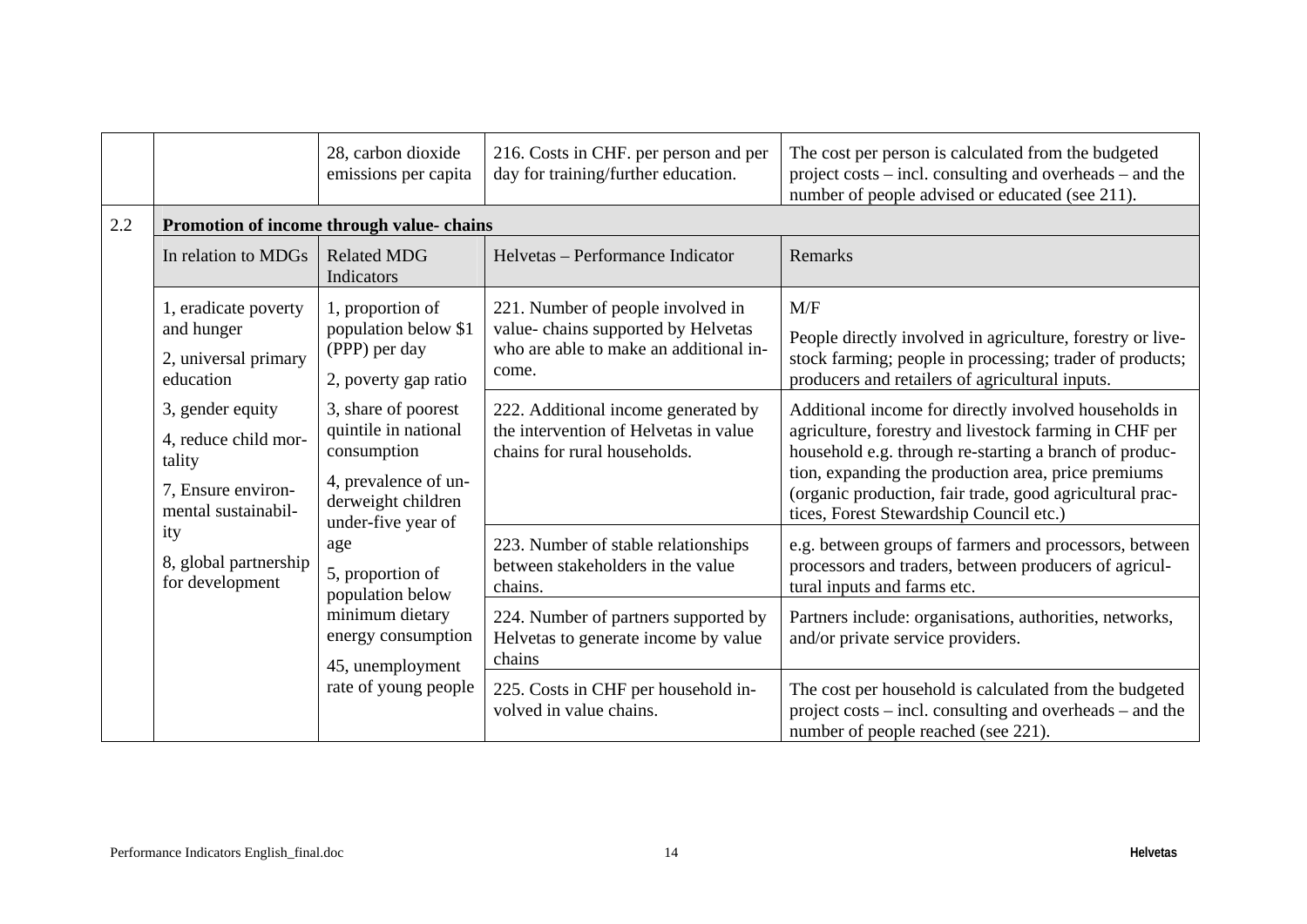| | | | | |
|---|---|---|---|---|
| | | 28, carbon dioxide emissions per capita | 216. Costs in CHF. per person and per day for training/further education. | The cost per person is calculated from the budgeted project costs – incl. consulting and overheads – and the number of people advised or educated (see 211). |
| 2.2 | **Promotion of income through value- chains** | | | |
| | In relation to MDGs | Related MDG Indicators | Helvetas – Performance Indicator | Remarks |
| | 1, eradicate poverty and hunger<br>2, universal primary education<br>3, gender equity<br>4, reduce child mortality<br>7, Ensure environmental sustainability<br>8, global partnership for development | 1, proportion of population below $1 (PPP) per day<br>2, poverty gap ratio<br>3, share of poorest quintile in national consumption<br>4, prevalence of underweight children under-five year of age<br>5, proportion of population below minimum dietary energy consumption<br>45, unemployment rate of young people | 221. Number of people involved in value- chains supported by Helvetas who are able to make an additional income. | M/F<br>People directly involved in agriculture, forestry or livestock farming; people in processing; trader of products; producers and retailers of agricultural inputs. |
| | | | 222. Additional income generated by the intervention of Helvetas in value chains for rural households. | Additional income for directly involved households in agriculture, forestry and livestock farming in CHF per household e.g. through re-starting a branch of production, expanding the production area, price premiums (organic production, fair trade, good agricultural practices, Forest Stewardship Council etc.) |
| | | | 223. Number of stable relationships between stakeholders in the value chains. | e.g. between groups of farmers and processors, between processors and traders, between producers of agricultural inputs and farms etc. |
| | | | 224. Number of partners supported by Helvetas to generate income by value chains | Partners include: organisations, authorities, networks, and/or private service providers. |
| | | | 225. Costs in CHF per household involved in value chains. | The cost per household is calculated from the budgeted project costs – incl. consulting and overheads – and the number of people reached (see 221). |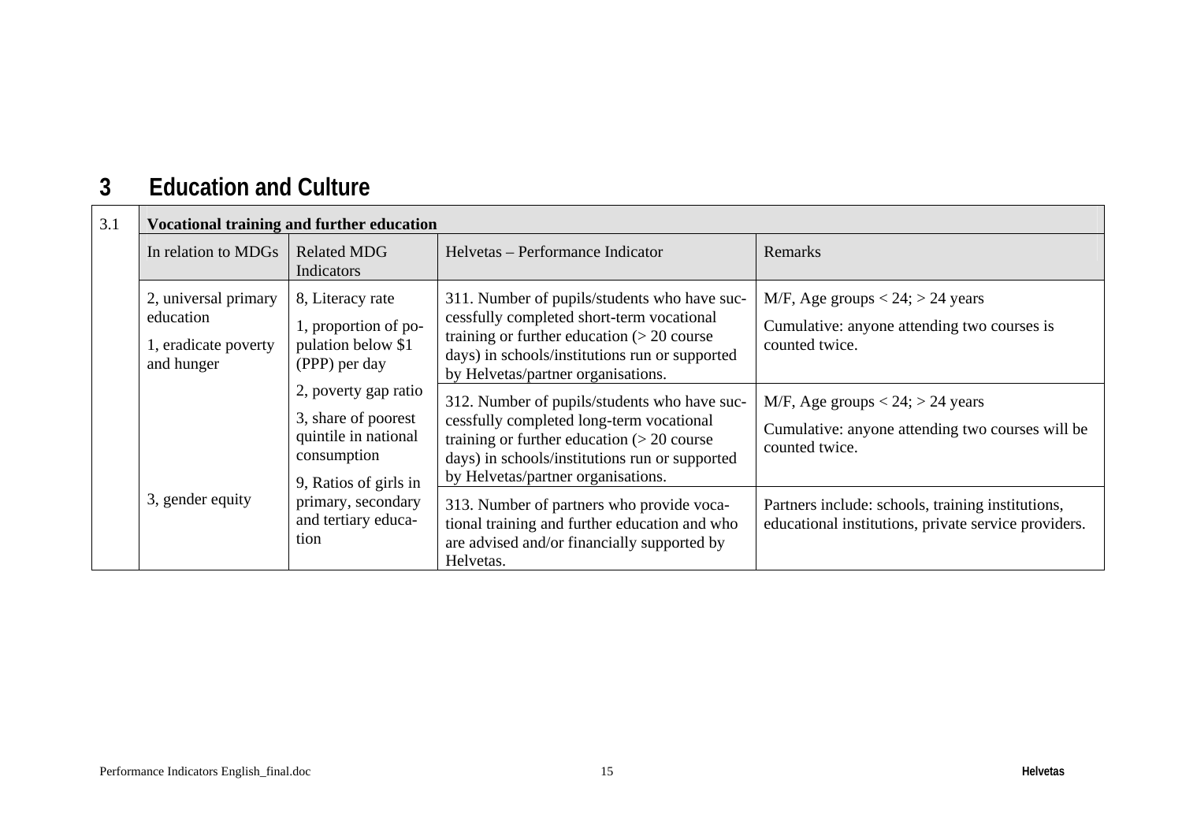# 3 Education and Culture

| 3.1 | Vocational training and further education | | | |
|---|---|---|---|---|
| | In relation to MDGs | Related MDG Indicators | Helvetas – Performance Indicator | Remarks |
| | 2, universal primary education<br><br>1, eradicate poverty and hunger | 8, Literacy rate<br><br>1, proportion of population below $1 (PPP) per day | 311. Number of pupils/students who have successfully completed short-term vocational training or further education (> 20 course days) in schools/institutions run or supported by Helvetas/partner organisations. | M/F, Age groups < 24; > 24 years<br><br>Cumulative: anyone attending two courses is counted twice. |
| | | 2, poverty gap ratio<br><br>3, share of poorest quintile in national consumption | 312. Number of pupils/students who have successfully completed long-term vocational training or further education (> 20 course days) in schools/institutions run or supported by Helvetas/partner organisations. | M/F, Age groups < 24; > 24 years<br><br>Cumulative: anyone attending two courses will be counted twice. |
| | 3, gender equity | 9, Ratios of girls in primary, secondary and tertiary education | 313. Number of partners who provide vocational training and further education and who are advised and/or financially supported by Helvetas. | Partners include: schools, training institutions, educational institutions, private service providers. |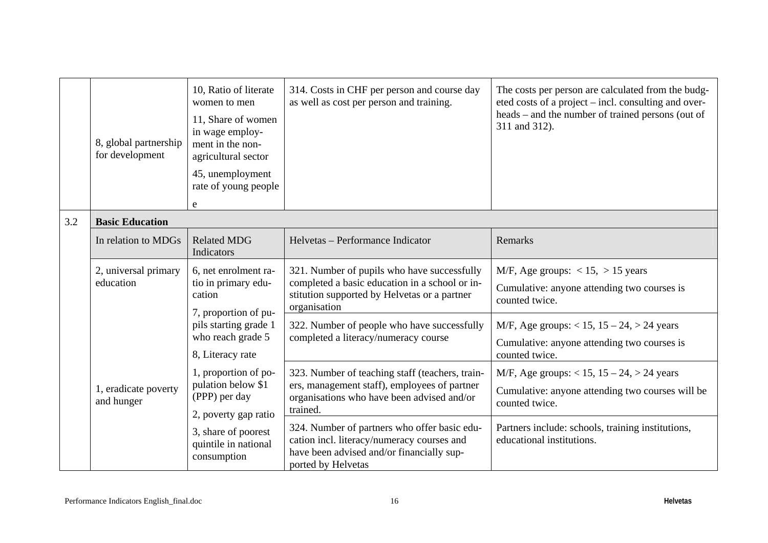| | In relation to MDGs | Related MDG Indicators | Helvetas – Performance Indicator | Remarks |
|---|---|---|---|---|
| | 8, global partnership for development | 10, Ratio of literate women to men<br>11, Share of women in wage employment in the non-agricultural sector<br>45, unemployment rate of young people<br>e | 314. Costs in CHF per person and course day as well as cost per person and training. | The costs per person are calculated from the budgeted costs of a project – incl. consulting and overheads – and the number of trained persons (out of 311 and 312). |
| 3.2 | **Basic Education** | | | |
| | In relation to MDGs | Related MDG Indicators | Helvetas – Performance Indicator | Remarks |
| | 2, universal primary education | 6, net enrolment ratio in primary education<br>7, proportion of pupils starting grade 1 who reach grade 5<br>8, Literacy rate | 321. Number of pupils who have successfully completed a basic education in a school or institution supported by Helvetas or a partner organisation | M/F, Age groups: < 15, > 15 years<br>Cumulative: anyone attending two courses is counted twice. |
| | | | 322. Number of people who have successfully completed a literacy/numeracy course | M/F, Age groups: < 15, 15 – 24, > 24 years<br>Cumulative: anyone attending two courses is counted twice. |
| | 1, eradicate poverty and hunger | 1, proportion of population below $1 (PPP) per day<br>2, poverty gap ratio<br>3, share of poorest quintile in national consumption | 323. Number of teaching staff (teachers, trainers, management staff), employees of partner organisations who have been advised and/or trained. | M/F, Age groups: < 15, 15 – 24, > 24 years<br>Cumulative: anyone attending two courses will be counted twice. |
| | | | 324. Number of partners who offer basic education incl. literacy/numeracy courses and have been advised and/or financially supported by Helvetas | Partners include: schools, training institutions, educational institutions. |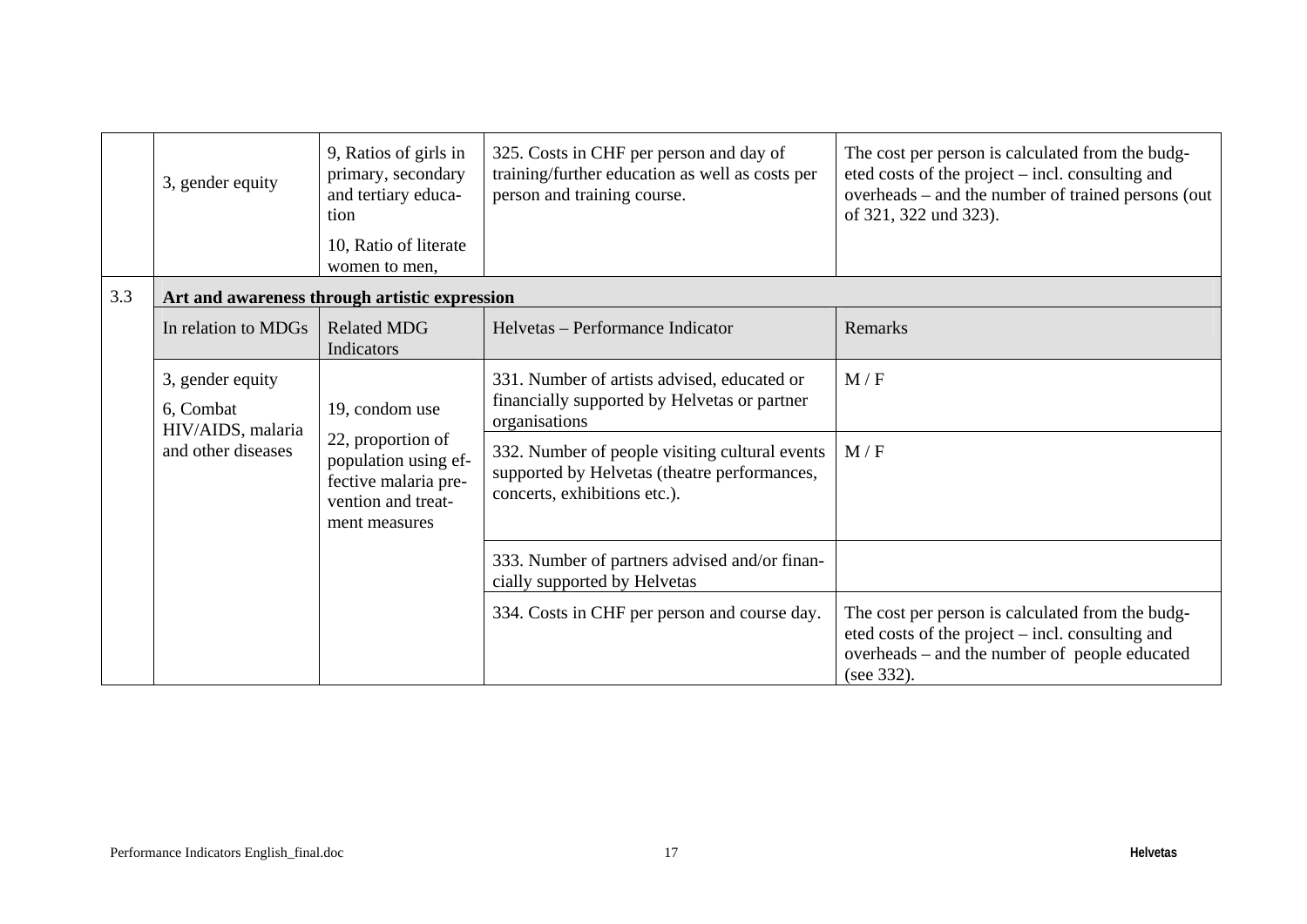| | | | | |
|---|---|---|---|---|
| | 3, gender equity | 9, Ratios of girls in primary, secondary and tertiary education<br>10, Ratio of literate women to men, | 325. Costs in CHF per person and day of training/further education as well as costs per person and training course. | The cost per person is calculated from the budgeted costs of the project – incl. consulting and overheads – and the number of trained persons (out of 321, 322 und 323). |
| 3.3 | **Art and awareness through artistic expression** | | | |
| | In relation to MDGs | Related MDG Indicators | Helvetas – Performance Indicator | Remarks |
| | 3, gender equity<br>6, Combat HIV/AIDS, malaria and other diseases | 19, condom use<br>22, proportion of population using effective malaria prevention and treatment measures | 331. Number of artists advised, educated or financially supported by Helvetas or partner organisations | M / F |
| | | | 332. Number of people visiting cultural events supported by Helvetas (theatre performances, concerts, exhibitions etc.). | M / F |
| | | | 333. Number of partners advised and/or financially supported by Helvetas | |
| | | | 334. Costs in CHF per person and course day. | The cost per person is calculated from the budgeted costs of the project – incl. consulting and overheads – and the number of people educated (see 332). |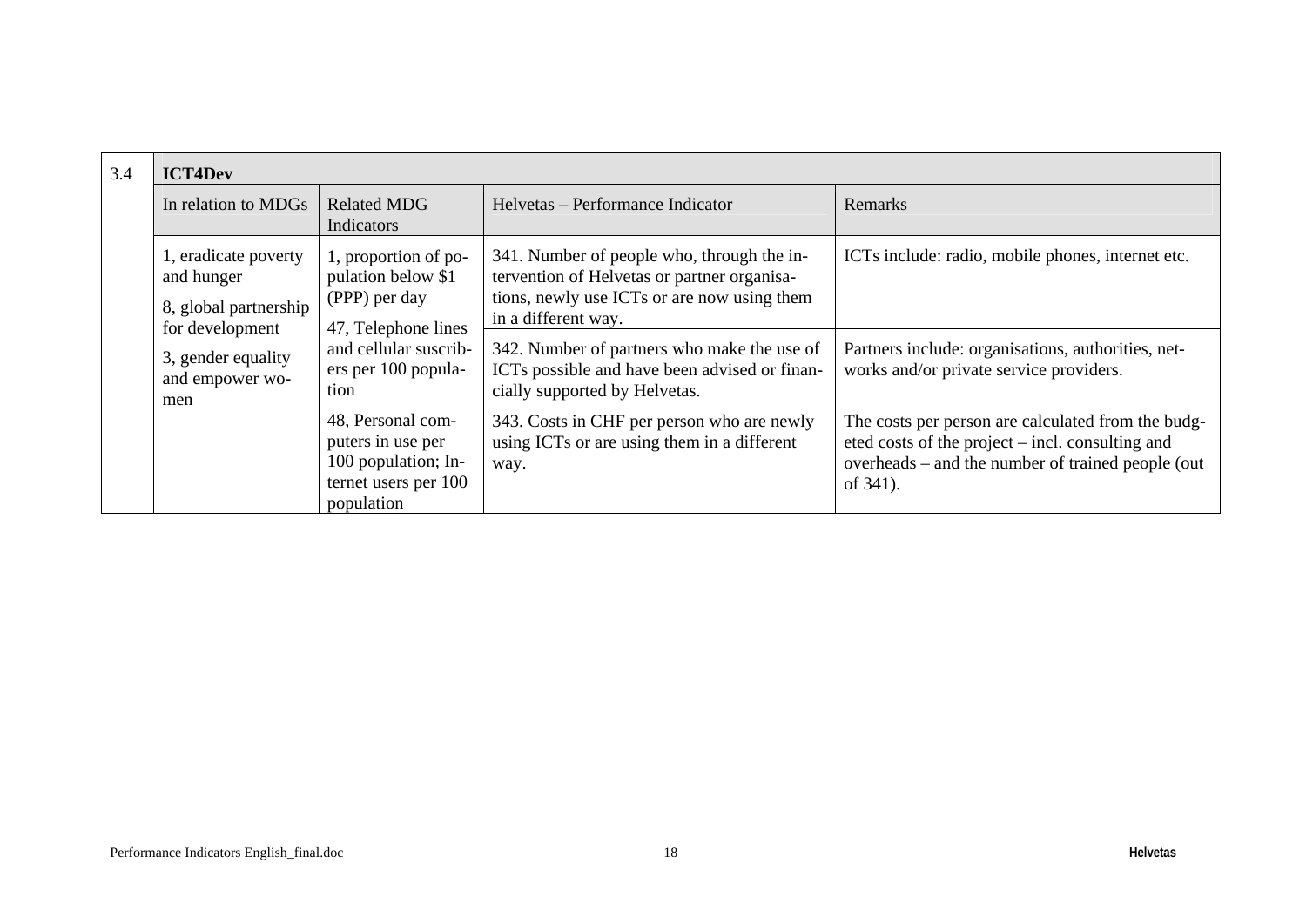| 3.4 | **ICT4Dev** | | | |
|---|---|---|---|---|
| | In relation to MDGs | Related MDG Indicators | Helvetas – Performance Indicator | Remarks |
| | 1, eradicate poverty and hunger<br><br>8, global partnership for development<br><br>3, gender equality and empower women | 1, proportion of population below $1 (PPP) per day<br><br>47, Telephone lines and cellular suscribers per 100 population<br><br>48, Personal computers in use per 100 population; Internet users per 100 population | 341. Number of people who, through the intervention of Helvetas or partner organisations, newly use ICTs or are now using them in a different way. | ICTs include: radio, mobile phones, internet etc. |
| | | | 342. Number of partners who make the use of ICTs possible and have been advised or financially supported by Helvetas. | Partners include: organisations, authorities, networks and/or private service providers. |
| | | | 343. Costs in CHF per person who are newly using ICTs or are using them in a different way. | The costs per person are calculated from the budgeted costs of the project – incl. consulting and overheads – and the number of trained people (out of 341). |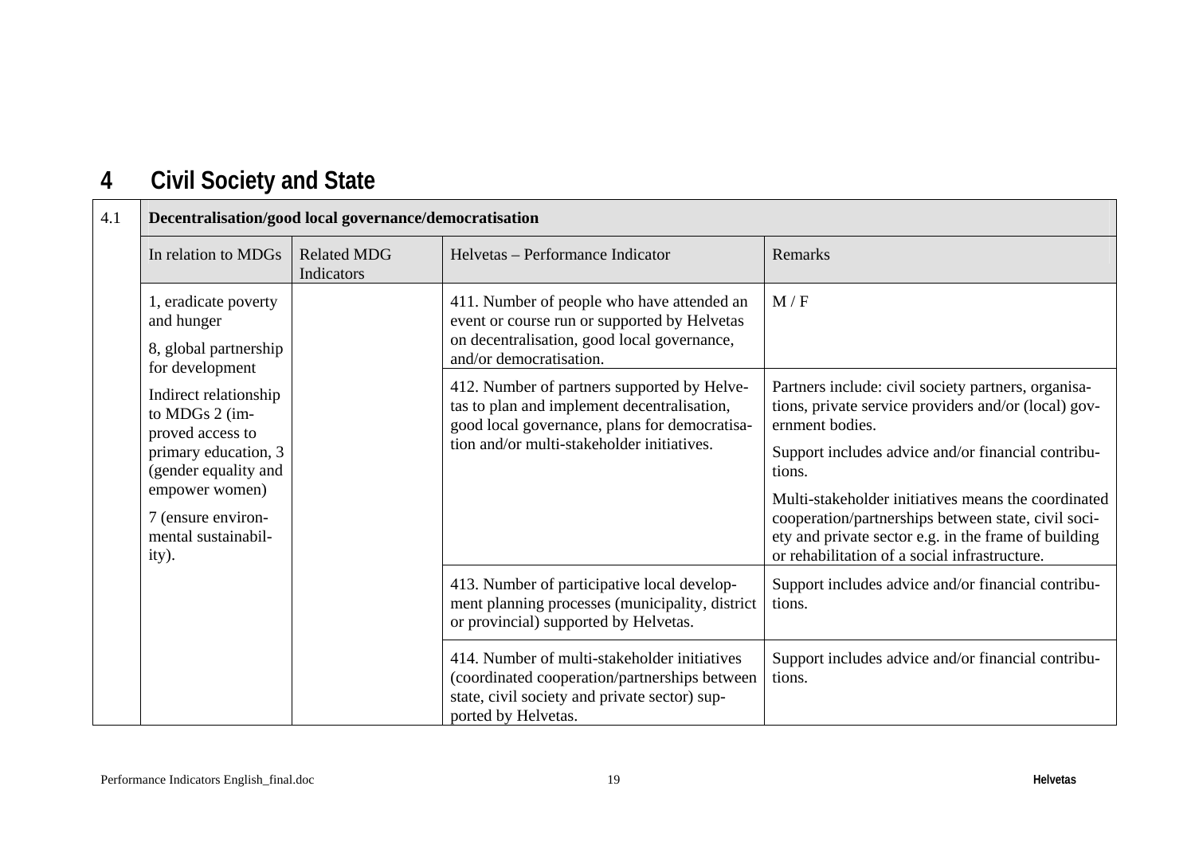# 4 Civil Society and State

| 4.1 | Decentralisation/good local governance/democratisation | | | |
|---|---|---|---|---|
| | In relation to MDGs | Related MDG Indicators | Helvetas – Performance Indicator | Remarks |
| | 1, eradicate poverty and hunger<br><br>8, global partnership for development<br><br>Indirect relationship to MDGs 2 (improved access to primary education, 3 (gender equality and empower women)<br><br>7 (ensure environmental sustainability). | | 411. Number of people who have attended an event or course run or supported by Helvetas on decentralisation, good local governance, and/or democratisation. | M / F |
| | | | 412. Number of partners supported by Helvetas to plan and implement decentralisation, good local governance, plans for democratisation and/or multi-stakeholder initiatives. | Partners include: civil society partners, organisations, private service providers and/or (local) government bodies.<br><br>Support includes advice and/or financial contributions.<br><br>Multi-stakeholder initiatives means the coordinated cooperation/partnerships between state, civil society and private sector e.g. in the frame of building or rehabilitation of a social infrastructure. |
| | | | 413. Number of participative local development planning processes (municipality, district or provincial) supported by Helvetas. | Support includes advice and/or financial contributions. |
| | | | 414. Number of multi-stakeholder initiatives (coordinated cooperation/partnerships between state, civil society and private sector) supported by Helvetas. | Support includes advice and/or financial contributions. |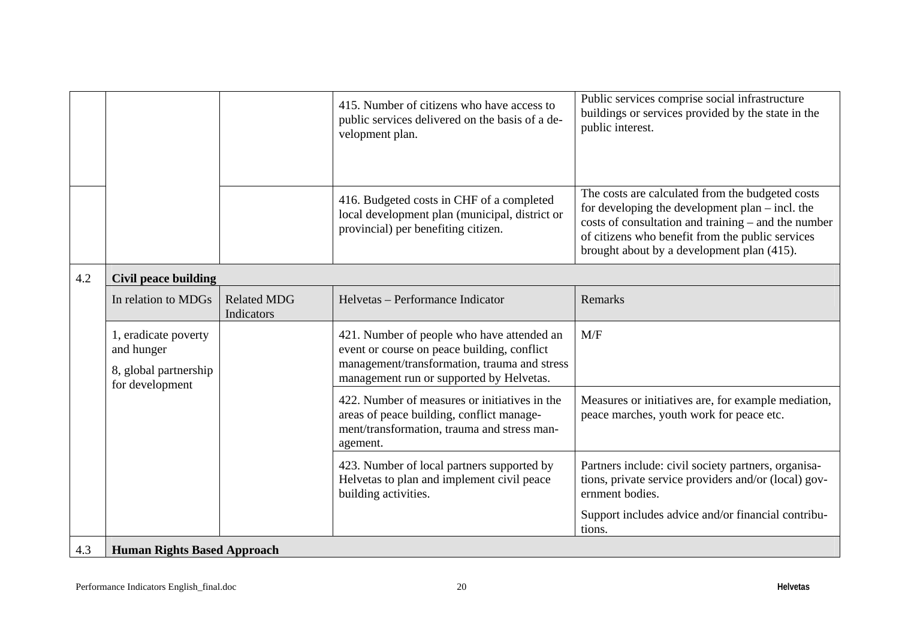| | | | Helvetas – Performance Indicator | Remarks |
|---|---|---|---|---|
| | | | 415. Number of citizens who have access to public services delivered on the basis of a development plan. | Public services comprise social infrastructure buildings or services provided by the state in the public interest. |
| | | | 416. Budgeted costs in CHF of a completed local development plan (municipal, district or provincial) per benefiting citizen. | The costs are calculated from the budgeted costs for developing the development plan – incl. the costs of consultation and training – and the number of citizens who benefit from the public services brought about by a development plan (415). |
| 4.2 | **Civil peace building** | | | |
| | In relation to MDGs | Related MDG Indicators | Helvetas – Performance Indicator | Remarks |
| | 1, eradicate poverty and hunger<br><br>8, global partnership for development | | 421. Number of people who have attended an event or course on peace building, conflict management/transformation, trauma and stress management run or supported by Helvetas. | M/F |
| | | | 422. Number of measures or initiatives in the areas of peace building, conflict management/transformation, trauma and stress management. | Measures or initiatives are, for example mediation, peace marches, youth work for peace etc. |
| | | | 423. Number of local partners supported by Helvetas to plan and implement civil peace building activities. | Partners include: civil society partners, organisations, private service providers and/or (local) government bodies.<br><br>Support includes advice and/or financial contributions. |
| 4.3 | **Human Rights Based Approach** | | | |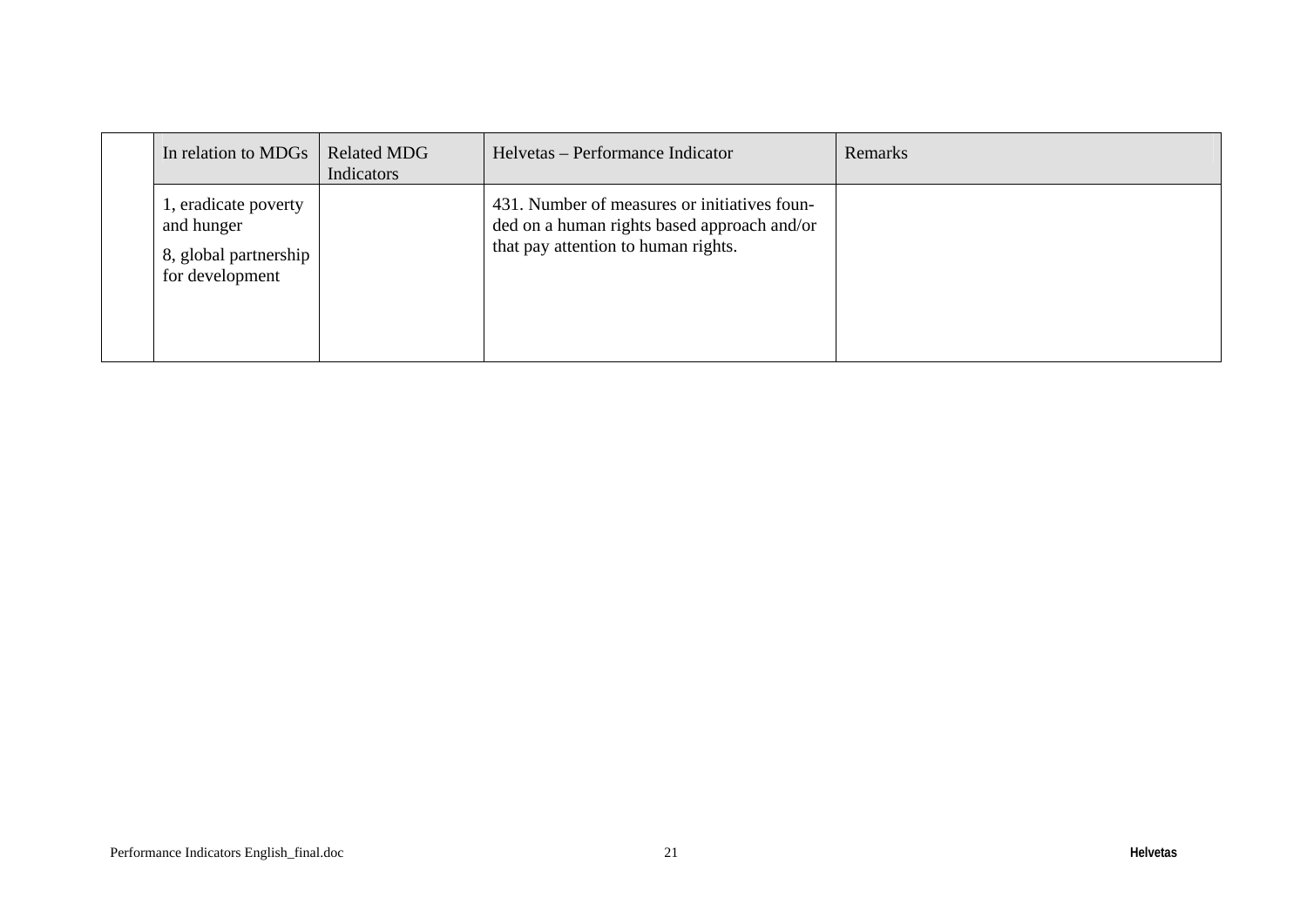| | In relation to MDGs | Related MDG Indicators | Helvetas – Performance Indicator | Remarks |
|---|---|---|---|---|
| | 1, eradicate poverty and hunger<br>8, global partnership for development | | 431. Number of measures or initiatives founded on a human rights based approach and/or that pay attention to human rights. | |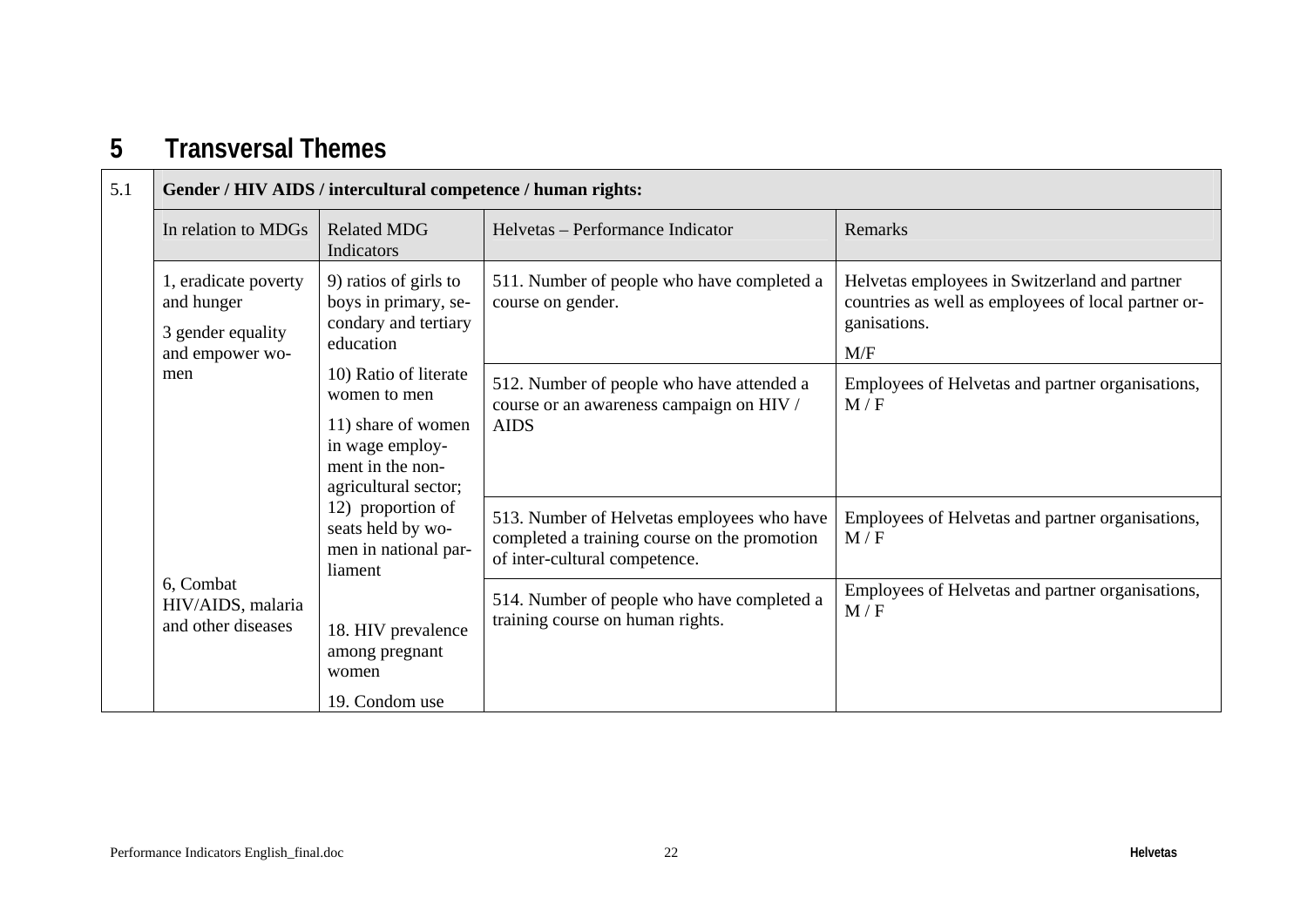# 5 Transversal Themes

| 5.1 | Gender / HIV AIDS / intercultural competence / human rights: | | | |
|---|---|---|---|---|
| | In relation to MDGs | Related MDG Indicators | Helvetas – Performance Indicator | Remarks |
| | 1, eradicate poverty and hunger<br>3 gender equality and empower women | 9) ratios of girls to boys in primary, secondary and tertiary education<br>10) Ratio of literate women to men<br>11) share of women in wage employment in the non-agricultural sector;<br>12) proportion of seats held by women in national parliament | 511. Number of people who have completed a course on gender. | Helvetas employees in Switzerland and partner countries as well as employees of local partner organisations.<br>M/F |
| | | | 512. Number of people who have attended a course or an awareness campaign on HIV / AIDS | Employees of Helvetas and partner organisations, M / F |
| | | | 513. Number of Helvetas employees who have completed a training course on the promotion of inter-cultural competence. | Employees of Helvetas and partner organisations, M / F |
| | 6, Combat HIV/AIDS, malaria and other diseases | 18. HIV prevalence among pregnant women<br>19. Condom use | 514. Number of people who have completed a training course on human rights. | Employees of Helvetas and partner organisations, M / F |